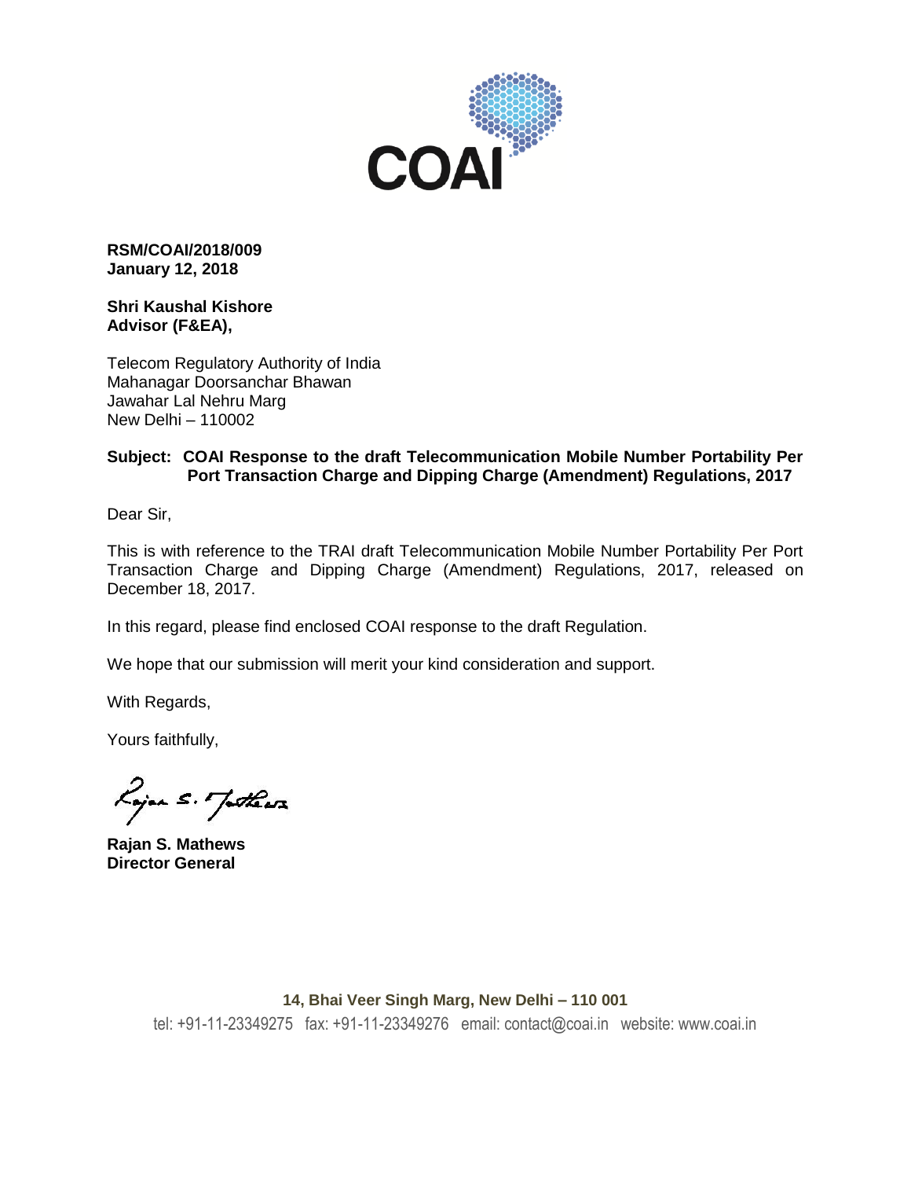COAI

**RSM/COAI/2018/009**
**January 12, 2018**

**Shri Kaushal Kishore**
**Advisor (F&EA),**

Telecom Regulatory Authority of India
Mahanagar Doorsanchar Bhawan
Jawahar Lal Nehru Marg
New Delhi – 110002

**Subject: COAI Response to the draft Telecommunication Mobile Number Portability Per Port Transaction Charge and Dipping Charge (Amendment) Regulations, 2017**

Dear Sir,

This is with reference to the TRAI draft Telecommunication Mobile Number Portability Per Port Transaction Charge and Dipping Charge (Amendment) Regulations, 2017, released on December 18, 2017.

In this regard, please find enclosed COAI response to the draft Regulation.

We hope that our submission will merit your kind consideration and support.

With Regards,

Yours faithfully,

**Rajan S. Mathews**
**Director General**

**14, Bhai Veer Singh Marg, New Delhi – 110 001**
tel: +91-11-23349275 fax: +91-11-23349276 email: contact@coai.in website: www.coai.in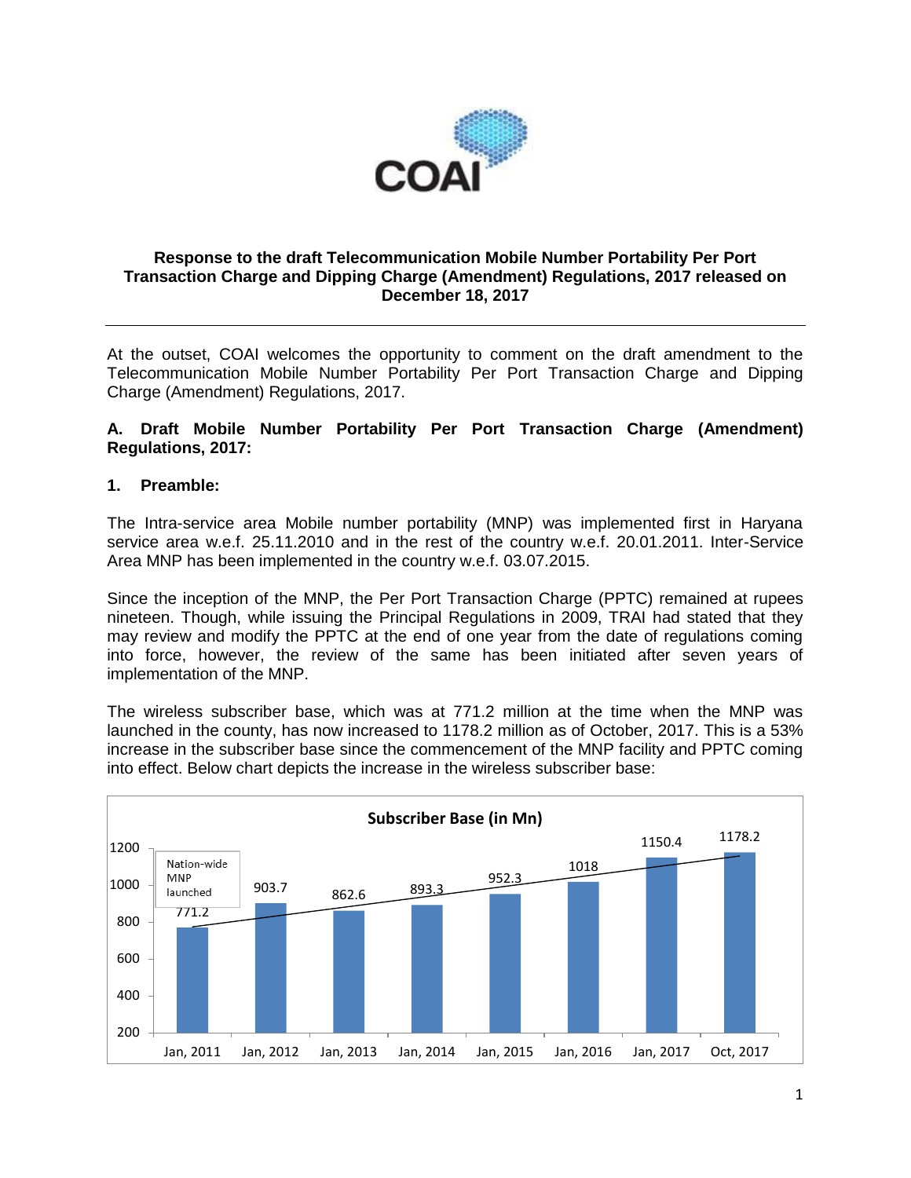COAI

**Response to the draft Telecommunication Mobile Number Portability Per Port Transaction Charge and Dipping Charge (Amendment) Regulations, 2017 released on December 18, 2017**

---

At the outset, COAI welcomes the opportunity to comment on the draft amendment to the Telecommunication Mobile Number Portability Per Port Transaction Charge and Dipping Charge (Amendment) Regulations, 2017.

**A. Draft Mobile Number Portability Per Port Transaction Charge (Amendment) Regulations, 2017:**

**1. Preamble:**

The Intra-service area Mobile number portability (MNP) was implemented first in Haryana service area w.e.f. 25.11.2010 and in the rest of the country w.e.f. 20.01.2011. Inter-Service Area MNP has been implemented in the country w.e.f. 03.07.2015.

Since the inception of the MNP, the Per Port Transaction Charge (PPTC) remained at rupees nineteen. Though, while issuing the Principal Regulations in 2009, TRAI had stated that they may review and modify the PPTC at the end of one year from the date of regulations coming into force, however, the review of the same has been initiated after seven years of implementation of the MNP.

The wireless subscriber base, which was at 771.2 million at the time when the MNP was launched in the county, has now increased to 1178.2 million as of October, 2017. This is a 53% increase in the subscriber base since the commencement of the MNP facility and PPTC coming into effect. Below chart depicts the increase in the wireless subscriber base:

**Subscriber Base (in Mn)**

| Period | Subscriber Base (in Mn) |
|---|---|
| Jan, 2011 (Nation-wide MNP launched) | 771.2 |
| Jan, 2012 | 903.7 |
| Jan, 2013 | 862.6 |
| Jan, 2014 | 893.3 |
| Jan, 2015 | 952.3 |
| Jan, 2016 | 1018 |
| Jan, 2017 | 1150.4 |
| Oct, 2017 | 1178.2 |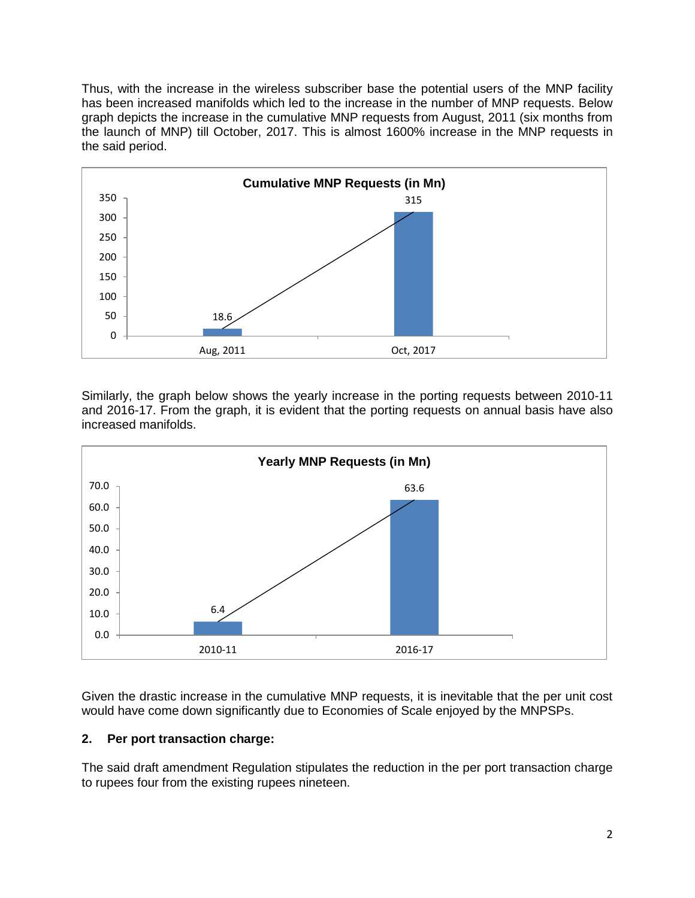Thus, with the increase in the wireless subscriber base the potential users of the MNP facility has been increased manifolds which led to the increase in the number of MNP requests. Below graph depicts the increase in the cumulative MNP requests from August, 2011 (six months from the launch of MNP) till October, 2017. This is almost 1600% increase in the MNP requests in the said period.

**Cumulative MNP Requests (in Mn)**

| Period | Cumulative MNP Requests (in Mn) |
|---|---|
| Aug, 2011 | 18.6 |
| Oct, 2017 | 315 |

Similarly, the graph below shows the yearly increase in the porting requests between 2010-11 and 2016-17. From the graph, it is evident that the porting requests on annual basis have also increased manifolds.

**Yearly MNP Requests (in Mn)**

| Year | Yearly MNP Requests (in Mn) |
|---|---|
| 2010-11 | 6.4 |
| 2016-17 | 63.6 |

Given the drastic increase in the cumulative MNP requests, it is inevitable that the per unit cost would have come down significantly due to Economies of Scale enjoyed by the MNPSPs.

**2. Per port transaction charge:**

The said draft amendment Regulation stipulates the reduction in the per port transaction charge to rupees four from the existing rupees nineteen.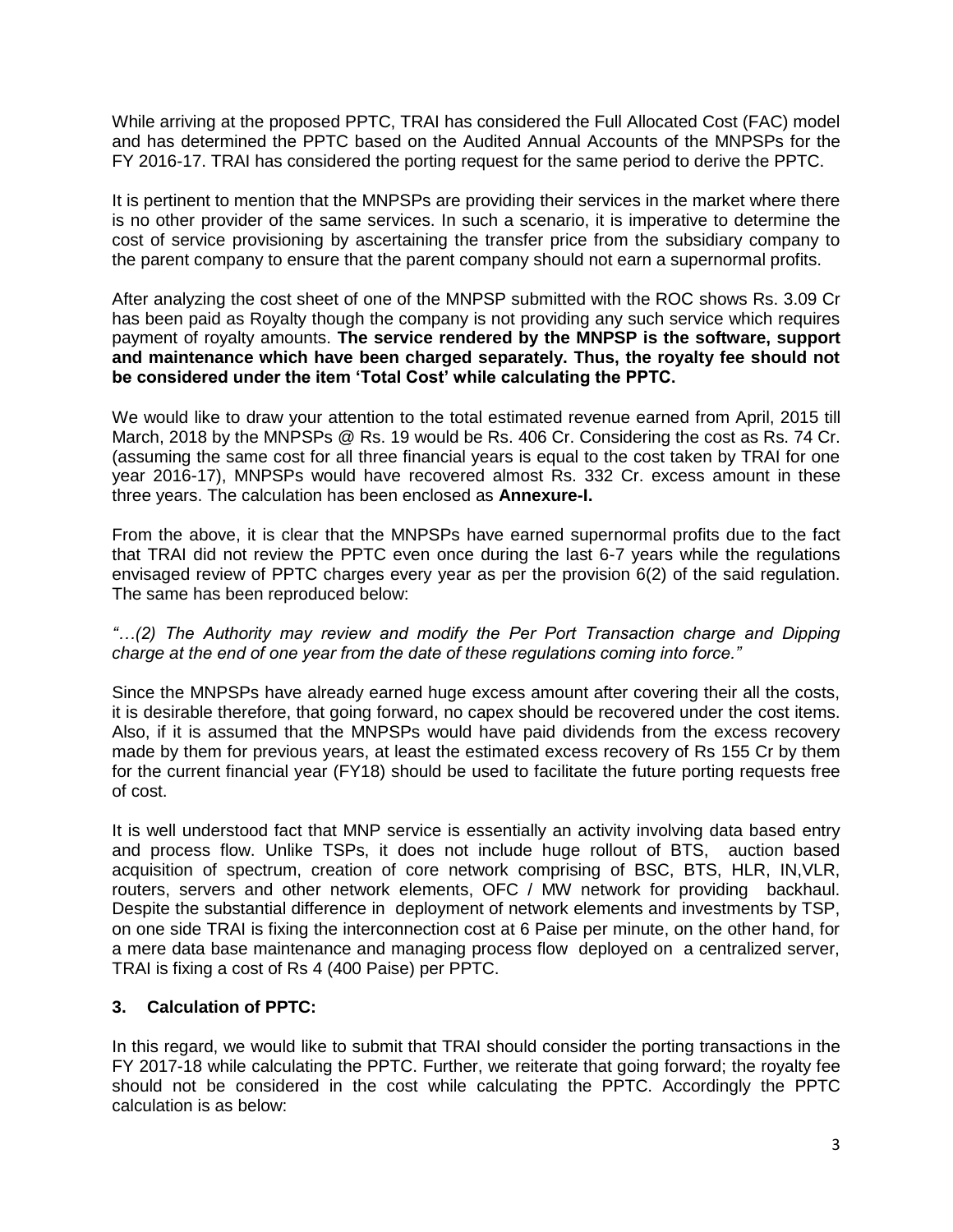While arriving at the proposed PPTC, TRAI has considered the Full Allocated Cost (FAC) model and has determined the PPTC based on the Audited Annual Accounts of the MNPSPs for the FY 2016-17. TRAI has considered the porting request for the same period to derive the PPTC.

It is pertinent to mention that the MNPSPs are providing their services in the market where there is no other provider of the same services. In such a scenario, it is imperative to determine the cost of service provisioning by ascertaining the transfer price from the subsidiary company to the parent company to ensure that the parent company should not earn a supernormal profits.

After analyzing the cost sheet of one of the MNPSP submitted with the ROC shows Rs. 3.09 Cr has been paid as Royalty though the company is not providing any such service which requires payment of royalty amounts. **The service rendered by the MNPSP is the software, support and maintenance which have been charged separately. Thus, the royalty fee should not be considered under the item 'Total Cost' while calculating the PPTC.**

We would like to draw your attention to the total estimated revenue earned from April, 2015 till March, 2018 by the MNPSPs @ Rs. 19 would be Rs. 406 Cr. Considering the cost as Rs. 74 Cr. (assuming the same cost for all three financial years is equal to the cost taken by TRAI for one year 2016-17), MNPSPs would have recovered almost Rs. 332 Cr. excess amount in these three years. The calculation has been enclosed as **Annexure-I.**

From the above, it is clear that the MNPSPs have earned supernormal profits due to the fact that TRAI did not review the PPTC even once during the last 6-7 years while the regulations envisaged review of PPTC charges every year as per the provision 6(2) of the said regulation. The same has been reproduced below:

*"…(2) The Authority may review and modify the Per Port Transaction charge and Dipping charge at the end of one year from the date of these regulations coming into force."*

Since the MNPSPs have already earned huge excess amount after covering their all the costs, it is desirable therefore, that going forward, no capex should be recovered under the cost items. Also, if it is assumed that the MNPSPs would have paid dividends from the excess recovery made by them for previous years, at least the estimated excess recovery of Rs 155 Cr by them for the current financial year (FY18) should be used to facilitate the future porting requests free of cost.

It is well understood fact that MNP service is essentially an activity involving data based entry and process flow. Unlike TSPs, it does not include huge rollout of BTS, auction based acquisition of spectrum, creation of core network comprising of BSC, BTS, HLR, IN,VLR, routers, servers and other network elements, OFC / MW network for providing backhaul. Despite the substantial difference in deployment of network elements and investments by TSP, on one side TRAI is fixing the interconnection cost at 6 Paise per minute, on the other hand, for a mere data base maintenance and managing process flow deployed on a centralized server, TRAI is fixing a cost of Rs 4 (400 Paise) per PPTC.

### 3. Calculation of PPTC:

In this regard, we would like to submit that TRAI should consider the porting transactions in the FY 2017-18 while calculating the PPTC. Further, we reiterate that going forward; the royalty fee should not be considered in the cost while calculating the PPTC. Accordingly the PPTC calculation is as below: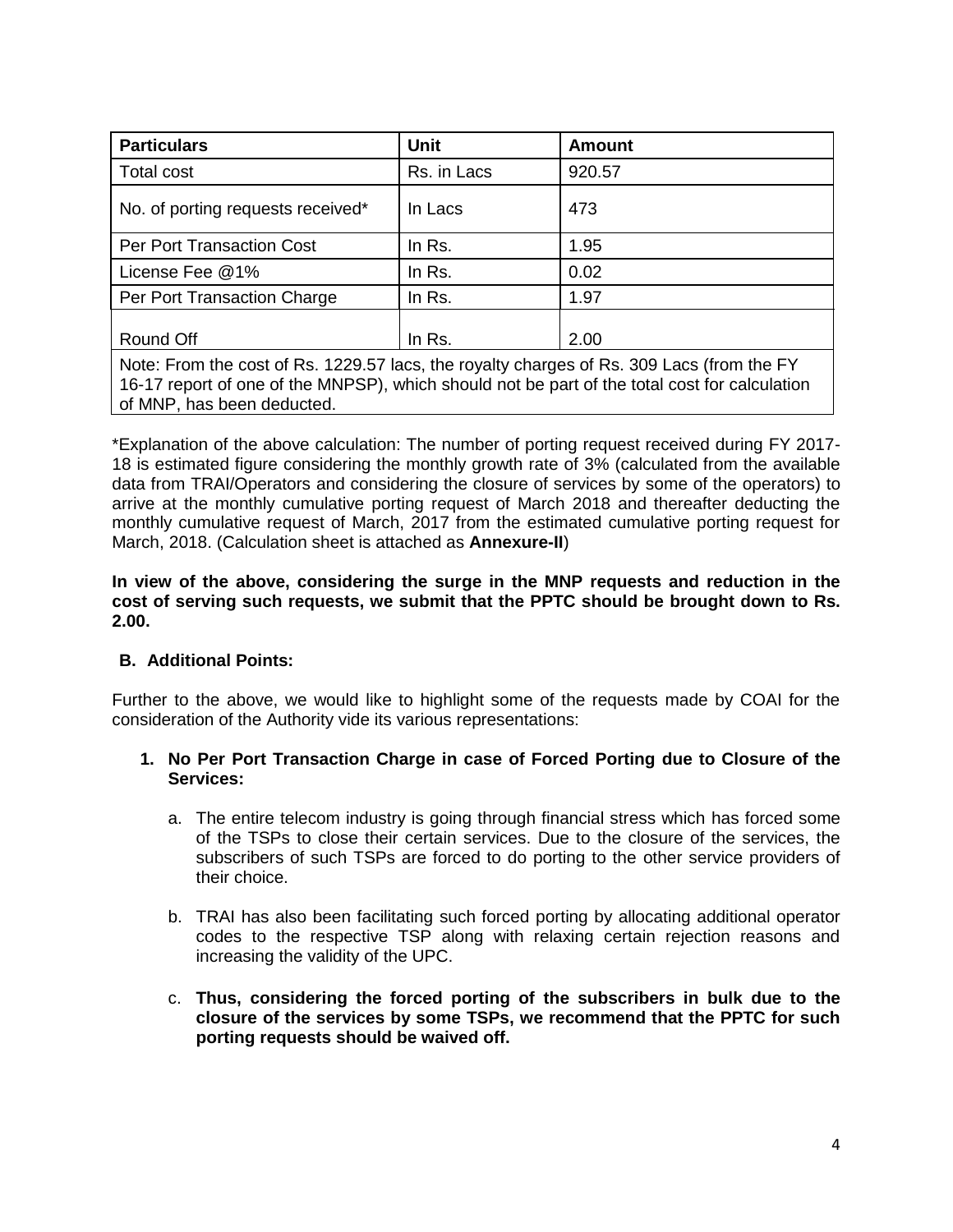| Particulars | Unit | Amount |
|---|---|---|
| Total cost | Rs. in Lacs | 920.57 |
| No. of porting requests received* | In Lacs | 473 |
| Per Port Transaction Cost | In Rs. | 1.95 |
| License Fee @1% | In Rs. | 0.02 |
| Per Port Transaction Charge | In Rs. | 1.97 |
| Round Off | In Rs. | 2.00 |
| Note: From the cost of Rs. 1229.57 lacs, the royalty charges of Rs. 309 Lacs (from the FY 16-17 report of one of the MNPSP), which should not be part of the total cost for calculation of MNP, has been deducted. | | |

*Explanation of the above calculation: The number of porting request received during FY 2017-18 is estimated figure considering the monthly growth rate of 3% (calculated from the available data from TRAI/Operators and considering the closure of services by some of the operators) to arrive at the monthly cumulative porting request of March 2018 and thereafter deducting the monthly cumulative request of March, 2017 from the estimated cumulative porting request for March, 2018. (Calculation sheet is attached as **Annexure-II**)

**In view of the above, considering the surge in the MNP requests and reduction in the cost of serving such requests, we submit that the PPTC should be brought down to Rs. 2.00.**

## B. Additional Points:

Further to the above, we would like to highlight some of the requests made by COAI for the consideration of the Authority vide its various representations:

1. **No Per Port Transaction Charge in case of Forced Porting due to Closure of the Services:**

   a. The entire telecom industry is going through financial stress which has forced some of the TSPs to close their certain services. Due to the closure of the services, the subscribers of such TSPs are forced to do porting to the other service providers of their choice.

   b. TRAI has also been facilitating such forced porting by allocating additional operator codes to the respective TSP along with relaxing certain rejection reasons and increasing the validity of the UPC.

   c. **Thus, considering the forced porting of the subscribers in bulk due to the closure of the services by some TSPs, we recommend that the PPTC for such porting requests should be waived off.**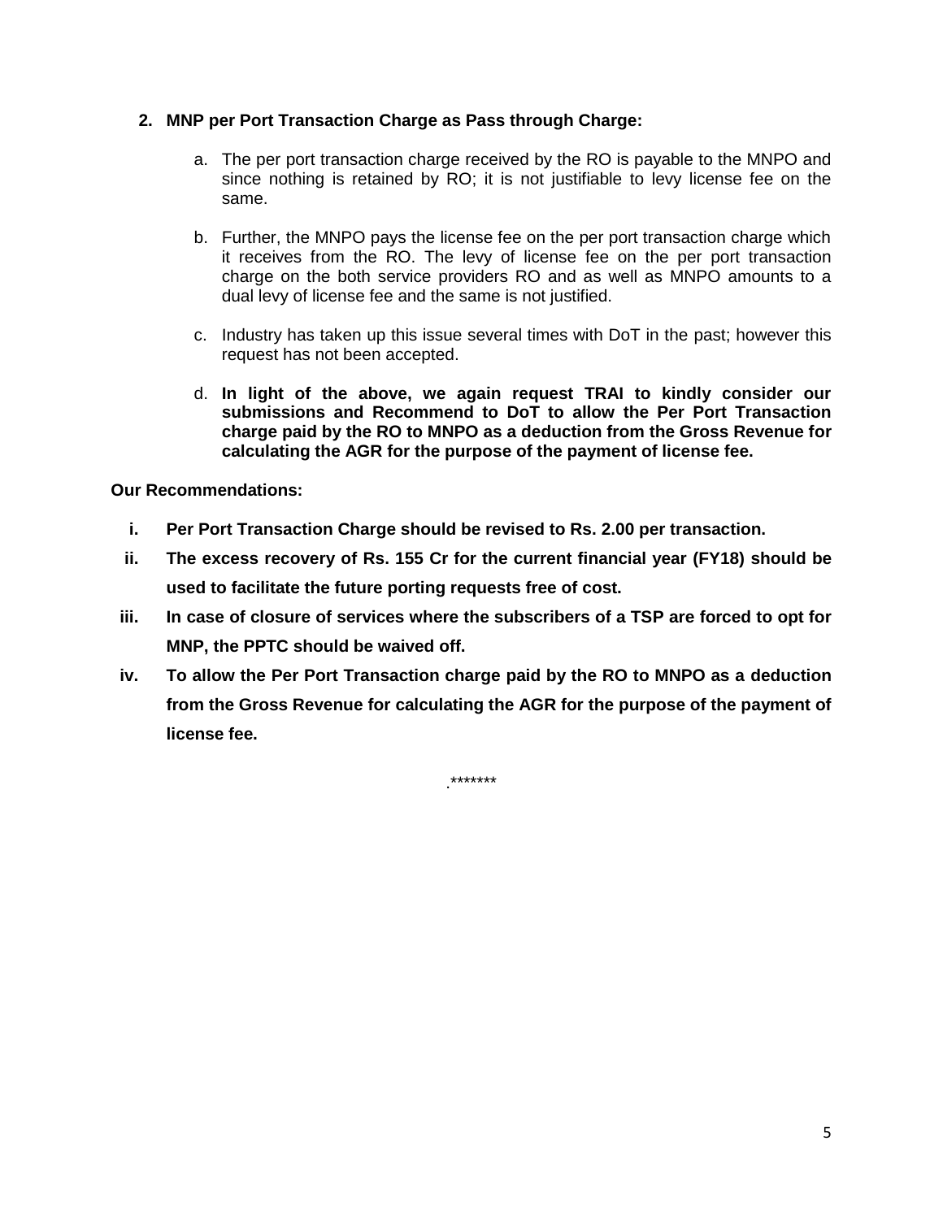2. **MNP per Port Transaction Charge as Pass through Charge:**

   a. The per port transaction charge received by the RO is payable to the MNPO and since nothing is retained by RO; it is not justifiable to levy license fee on the same.

   b. Further, the MNPO pays the license fee on the per port transaction charge which it receives from the RO. The levy of license fee on the per port transaction charge on the both service providers RO and as well as MNPO amounts to a dual levy of license fee and the same is not justified.

   c. Industry has taken up this issue several times with DoT in the past; however this request has not been accepted.

   d. **In light of the above, we again request TRAI to kindly consider our submissions and Recommend to DoT to allow the Per Port Transaction charge paid by the RO to MNPO as a deduction from the Gross Revenue for calculating the AGR for the purpose of the payment of license fee.**

**Our Recommendations:**

i. **Per Port Transaction Charge should be revised to Rs. 2.00 per transaction.**

ii. **The excess recovery of Rs. 155 Cr for the current financial year (FY18) should be used to facilitate the future porting requests free of cost.**

iii. **In case of closure of services where the subscribers of a TSP are forced to opt for MNP, the PPTC should be waived off.**

iv. **To allow the Per Port Transaction charge paid by the RO to MNPO as a deduction from the Gross Revenue for calculating the AGR for the purpose of the payment of license fee.**

.*******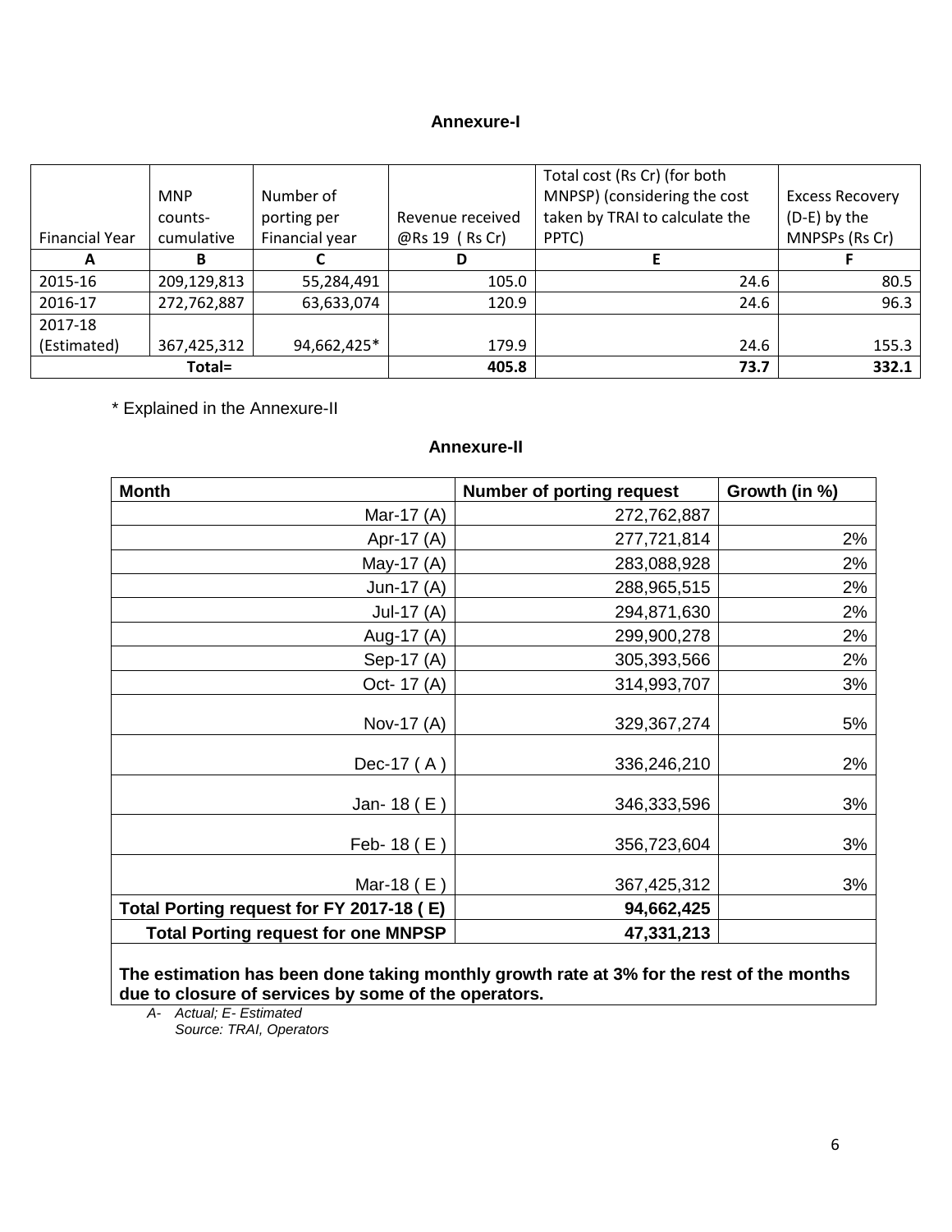## Annexure-I

| Financial Year | MNP counts-cumulative | Number of porting per Financial year | Revenue received @Rs 19 ( Rs Cr) | Total cost (Rs Cr) (for both MNPSP) (considering the cost taken by TRAI to calculate the PPTC) | Excess Recovery (D-E) by the MNPSPs (Rs Cr) |
|---|---|---|---|---|---|
| **A** | **B** | **C** | **D** | **E** | **F** |
| 2015-16 | 209,129,813 | 55,284,491 | 105.0 | 24.6 | 80.5 |
| 2016-17 | 272,762,887 | 63,633,074 | 120.9 | 24.6 | 96.3 |
| 2017-18 (Estimated) | 367,425,312 | 94,662,425* | 179.9 | 24.6 | 155.3 |
| **Total=** | | | **405.8** | **73.7** | **332.1** |

* Explained in the Annexure-II

## Annexure-II

| Month | Number of porting request | Growth (in %) |
|---|---|---|
| Mar-17 (A) | 272,762,887 | |
| Apr-17 (A) | 277,721,814 | 2% |
| May-17 (A) | 283,088,928 | 2% |
| Jun-17 (A) | 288,965,515 | 2% |
| Jul-17 (A) | 294,871,630 | 2% |
| Aug-17 (A) | 299,900,278 | 2% |
| Sep-17 (A) | 305,393,566 | 2% |
| Oct- 17 (A) | 314,993,707 | 3% |
| Nov-17 (A) | 329,367,274 | 5% |
| Dec-17 ( A ) | 336,246,210 | 2% |
| Jan- 18 ( E ) | 346,333,596 | 3% |
| Feb- 18 ( E ) | 356,723,604 | 3% |
| Mar-18 ( E ) | 367,425,312 | 3% |
| **Total Porting request for FY 2017-18 ( E)** | **94,662,425** | |
| **Total Porting request for one MNPSP** | **47,331,213** | |

**The estimation has been done taking monthly growth rate at 3% for the rest of the months due to closure of services by some of the operators.**

*A- Actual; E- Estimated*
*Source: TRAI, Operators*